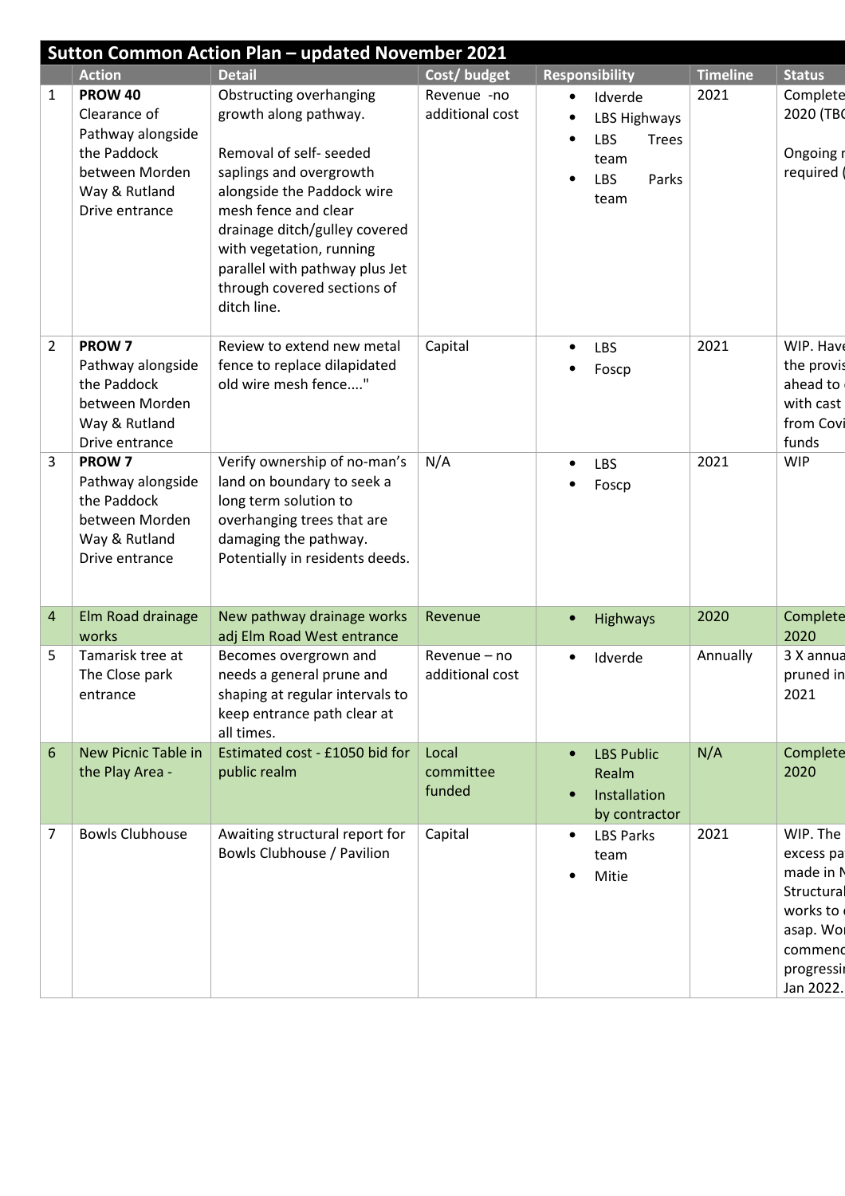| Sutton Common Action Plan – updated November 2021 | | | | | | |
|---|---|---|---|---|---|---|
| | **Action** | **Detail** | **Cost/ budget** | **Responsibility** | **Timeline** | **Status** |
| 1 | **PROW 40** Clearance of Pathway alongside the Paddock between Morden Way & Rutland Drive entrance | Obstructing overhanging growth along pathway.<br><br>Removal of self- seeded saplings and overgrowth alongside the Paddock wire mesh fence and clear drainage ditch/gulley covered with vegetation, running parallel with pathway plus Jet through covered sections of ditch line. | Revenue -no additional cost | • Idverde<br>• LBS Highways<br>• LBS Trees team<br>• LBS Parks team | 2021 | Complete 2020 (TBC<br><br>Ongoing r required ( |
| 2 | **PROW 7** Pathway alongside the Paddock between Morden Way & Rutland Drive entrance | Review to extend new metal fence to replace dilapidated old wire mesh fence...." | Capital | • LBS<br>• Foscp | 2021 | WIP. Have the provis ahead to with cast from Covi funds |
| 3 | **PROW 7** Pathway alongside the Paddock between Morden Way & Rutland Drive entrance | Verify ownership of no-man's land on boundary to seek a long term solution to overhanging trees that are damaging the pathway. Potentially in residents deeds. | N/A | • LBS<br>• Foscp | 2021 | WIP |
| 4 | Elm Road drainage works | New pathway drainage works adj Elm Road West entrance | Revenue | • Highways | 2020 | Complete 2020 |
| 5 | Tamarisk tree at The Close park entrance | Becomes overgrown and needs a general prune and shaping at regular intervals to keep entrance path clear at all times. | Revenue – no additional cost | • Idverde | Annually | 3 X annua pruned in 2021 |
| 6 | New Picnic Table in the Play Area - | Estimated cost - £1050 bid for public realm | Local committee funded | • LBS Public Realm<br>• Installation by contractor | N/A | Complete 2020 |
| 7 | Bowls Clubhouse | Awaiting structural report for Bowls Clubhouse / Pavilion | Capital | • LBS Parks team<br>• Mitie | 2021 | WIP. The excess pa made in N Structural works to asap. Wor commenc progressin Jan 2022. |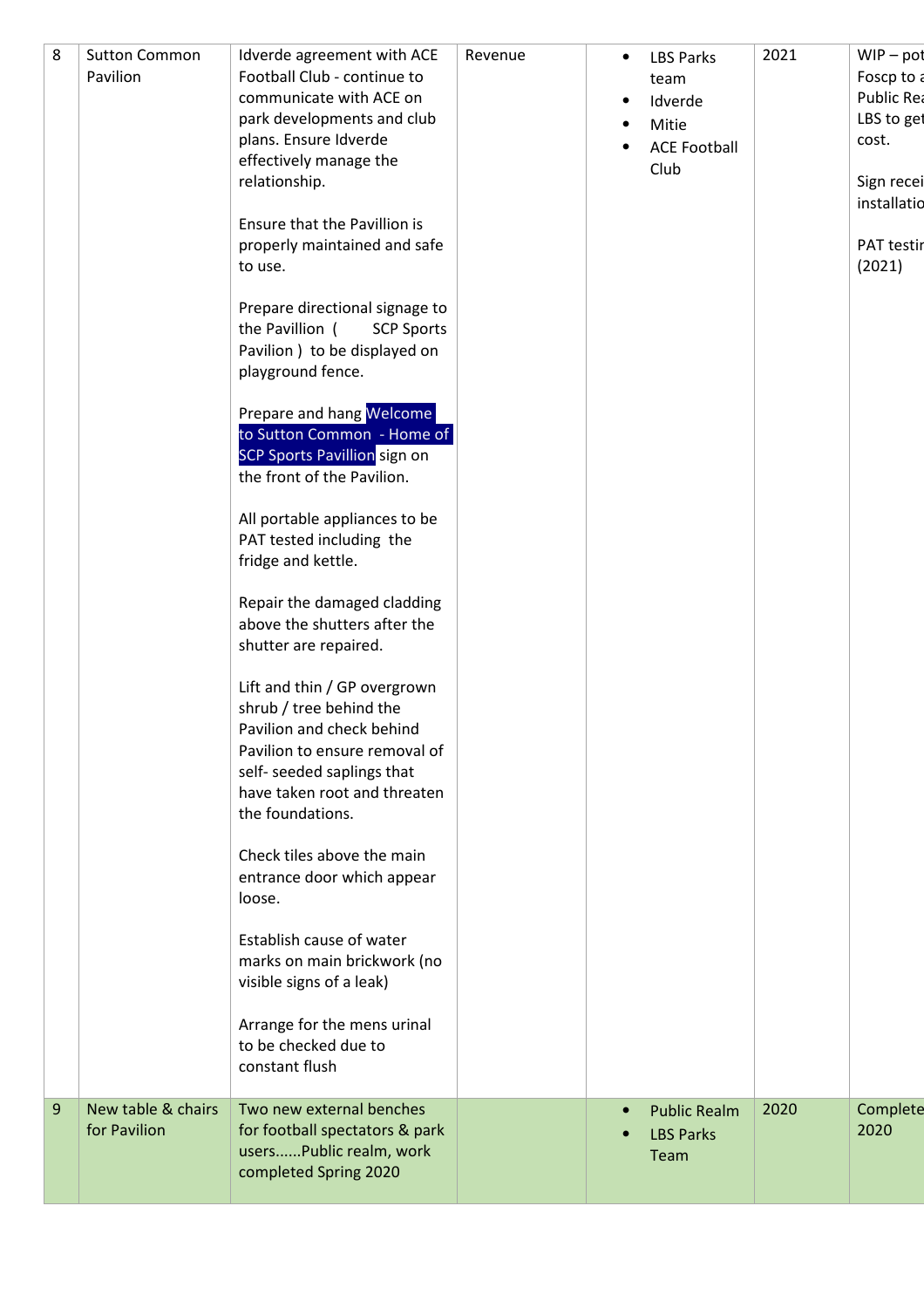| 8 | Sutton Common Pavilion | Idverde agreement with ACE Football Club - continue to communicate with ACE on park developments and club plans. Ensure Idverde effectively manage the relationship.<br><br>Ensure that the Pavillion is properly maintained and safe to use.<br><br>Prepare directional signage to the Pavillion ( SCP Sports Pavilion ) to be displayed on playground fence.<br><br>Prepare and hang Welcome to Sutton Common - Home of SCP Sports Pavillion sign on the front of the Pavilion.<br><br>All portable appliances to be PAT tested including the fridge and kettle.<br><br>Repair the damaged cladding above the shutters after the shutter are repaired.<br><br>Lift and thin / GP overgrown shrub / tree behind the Pavilion and check behind Pavilion to ensure removal of self- seeded saplings that have taken root and threaten the foundations.<br><br>Check tiles above the main entrance door which appear loose.<br><br>Establish cause of water marks on main brickwork (no visible signs of a leak)<br><br>Arrange for the mens urinal to be checked due to constant flush | Revenue | • LBS Parks team<br>• Idverde<br>• Mitie<br>• ACE Football Club | 2021 | WIP – pot Foscp to a Public Rea LBS to get cost.<br><br>Sign recei installatio<br><br>PAT testir (2021) |
|---|---|---|---|---|---|---|
| 9 | New table & chairs for Pavilion | Two new external benches for football spectators & park users......Public realm, work completed Spring 2020 | | • Public Realm<br>• LBS Parks Team | 2020 | Complete 2020 |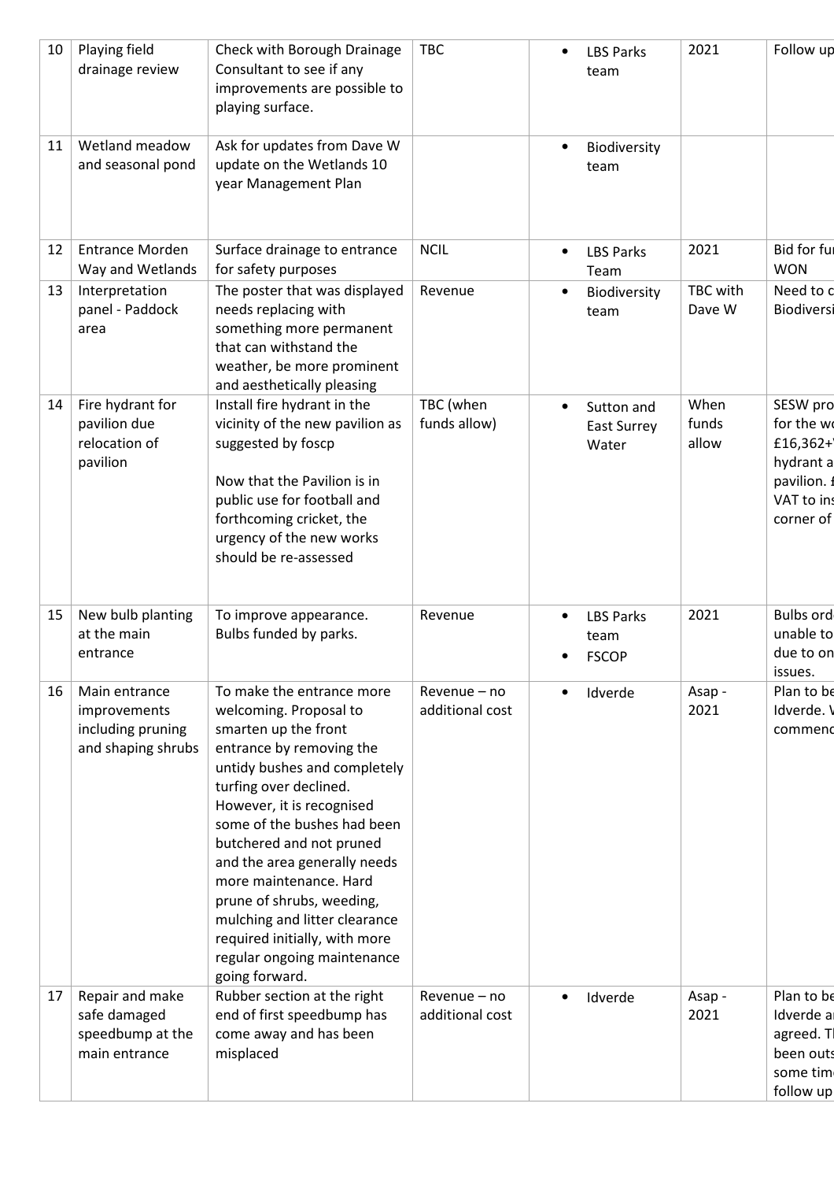| 10 | Playing field drainage review | Check with Borough Drainage Consultant to see if any improvements are possible to playing surface. | TBC | • LBS Parks team | 2021 | Follow up |
|---|---|---|---|---|---|---|
| 11 | Wetland meadow and seasonal pond | Ask for updates from Dave W update on the Wetlands 10 year Management Plan | | • Biodiversity team | | |
| 12 | Entrance Morden Way and Wetlands | Surface drainage to entrance for safety purposes | NCIL | • LBS Parks Team | 2021 | Bid for fu WON |
| 13 | Interpretation panel - Paddock area | The poster that was displayed needs replacing with something more permanent that can withstand the weather, be more prominent and aesthetically pleasing | Revenue | • Biodiversity team | TBC with Dave W | Need to c Biodiversi |
| 14 | Fire hydrant for pavilion due relocation of pavilion | Install fire hydrant in the vicinity of the new pavilion as suggested by foscp<br><br>Now that the Pavilion is in public use for football and forthcoming cricket, the urgency of the new works should be re-assessed | TBC (when funds allow) | • Sutton and East Surrey Water | When funds allow | SESW pro for the wo £16,362+ hydrant a pavilion. £ VAT to ins corner of |
| 15 | New bulb planting at the main entrance | To improve appearance. Bulbs funded by parks. | Revenue | • LBS Parks team<br>• FSCOP | 2021 | Bulbs ord unable to due to on issues. |
| 16 | Main entrance improvements including pruning and shaping shrubs | To make the entrance more welcoming. Proposal to smarten up the front entrance by removing the untidy bushes and completely turfing over declined. However, it is recognised some of the bushes had been butchered and not pruned and the area generally needs more maintenance. Hard prune of shrubs, weeding, mulching and litter clearance required initially, with more regular ongoing maintenance going forward. | Revenue – no additional cost | • Idverde | Asap - 2021 | Plan to be Idverde. V commenc |
| 17 | Repair and make safe damaged speedbump at the main entrance | Rubber section at the right end of first speedbump has come away and has been misplaced | Revenue – no additional cost | • Idverde | Asap - 2021 | Plan to be Idverde a agreed. T been outs some tim follow up |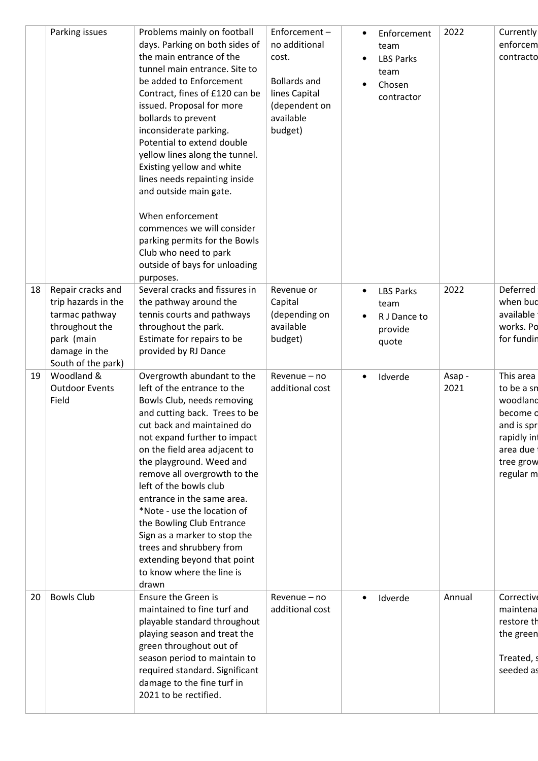| | Parking issues | Problems mainly on football days. Parking on both sides of the main entrance of the tunnel main entrance. Site to be added to Enforcement Contract, fines of £120 can be issued. Proposal for more bollards to prevent inconsiderate parking. Potential to extend double yellow lines along the tunnel. Existing yellow and white lines needs repainting inside and outside main gate.<br><br>When enforcement commences we will consider parking permits for the Bowls Club who need to park outside of bays for unloading purposes. | Enforcement – no additional cost.<br><br>Bollards and lines Capital (dependent on available budget) | • Enforcement team<br>• LBS Parks team<br>• Chosen contractor | 2022 | Currently enforcem contracto |
|---|---|---|---|---|---|---|
| 18 | Repair cracks and trip hazards in the tarmac pathway throughout the park (main damage in the South of the park) | Several cracks and fissures in the pathway around the tennis courts and pathways throughout the park. Estimate for repairs to be provided by RJ Dance | Revenue or Capital (depending on available budget) | • LBS Parks team<br>• R J Dance to provide quote | 2022 | Deferred when buc available works. Po for fundin |
| 19 | Woodland & Outdoor Events Field | Overgrowth abundant to the left of the entrance to the Bowls Club, needs removing and cutting back. Trees to be cut back and maintained do not expand further to impact on the field area adjacent to the playground. Weed and remove all overgrowth to the left of the bowls club entrance in the same area. *Note - use the location of the Bowling Club Entrance Sign as a marker to stop the trees and shrubbery from extending beyond that point to know where the line is drawn | Revenue – no additional cost | • Idverde | Asap - 2021 | This area to be a sn woodland become c and is spr rapidly in area due tree grow regular m |
| 20 | Bowls Club | Ensure the Green is maintained to fine turf and playable standard throughout playing season and treat the green throughout out of season period to maintain to required standard. Significant damage to the fine turf in 2021 to be rectified. | Revenue – no additional cost | • Idverde | Annual | Corrective maintena restore th the green<br><br>Treated, s seeded as |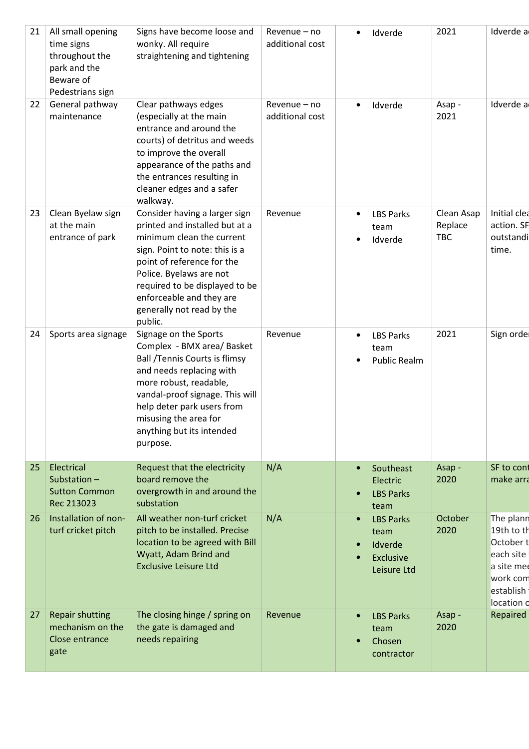| 21 | All small opening time signs throughout the park and the Beware of Pedestrians sign | Signs have become loose and wonky. All require straightening and tightening | Revenue – no additional cost | • Idverde | 2021 | Idverde a |
|---|---|---|---|---|---|---|
| 22 | General pathway maintenance | Clear pathways edges (especially at the main entrance and around the courts) of detritus and weeds to improve the overall appearance of the paths and the entrances resulting in cleaner edges and a safer walkway. | Revenue – no additional cost | • Idverde | Asap - 2021 | Idverde a |
| 23 | Clean Byelaw sign at the main entrance of park | Consider having a larger sign printed and installed but at a minimum clean the current sign. Point to note: this is a point of reference for the Police. Byelaws are not required to be displayed to be enforceable and they are generally not read by the public. | Revenue | • LBS Parks team<br>• Idverde | Clean Asap Replace TBC | Initial clea action. SF outstandi time. |
| 24 | Sports area signage | Signage on the Sports Complex - BMX area/ Basket Ball /Tennis Courts is flimsy and needs replacing with more robust, readable, vandal-proof signage. This will help deter park users from misusing the area for anything but its intended purpose. | Revenue | • LBS Parks team<br>• Public Realm | 2021 | Sign orde |
| 25 | Electrical Substation – Sutton Common Rec 213023 | Request that the electricity board remove the overgrowth in and around the substation | N/A | • Southeast Electric<br>• LBS Parks team | Asap - 2020 | SF to cont make arra |
| 26 | Installation of non-turf cricket pitch | All weather non-turf cricket pitch to be installed. Precise location to be agreed with Bill Wyatt, Adam Brind and Exclusive Leisure Ltd | N/A | • LBS Parks team<br>• Idverde<br>• Exclusive Leisure Ltd | October 2020 | The plann 19th to th October t each site a site mee work com establish location o |
| 27 | Repair shutting mechanism on the Close entrance gate | The closing hinge / spring on the gate is damaged and needs repairing | Revenue | • LBS Parks team<br>• Chosen contractor | Asap - 2020 | Repaired |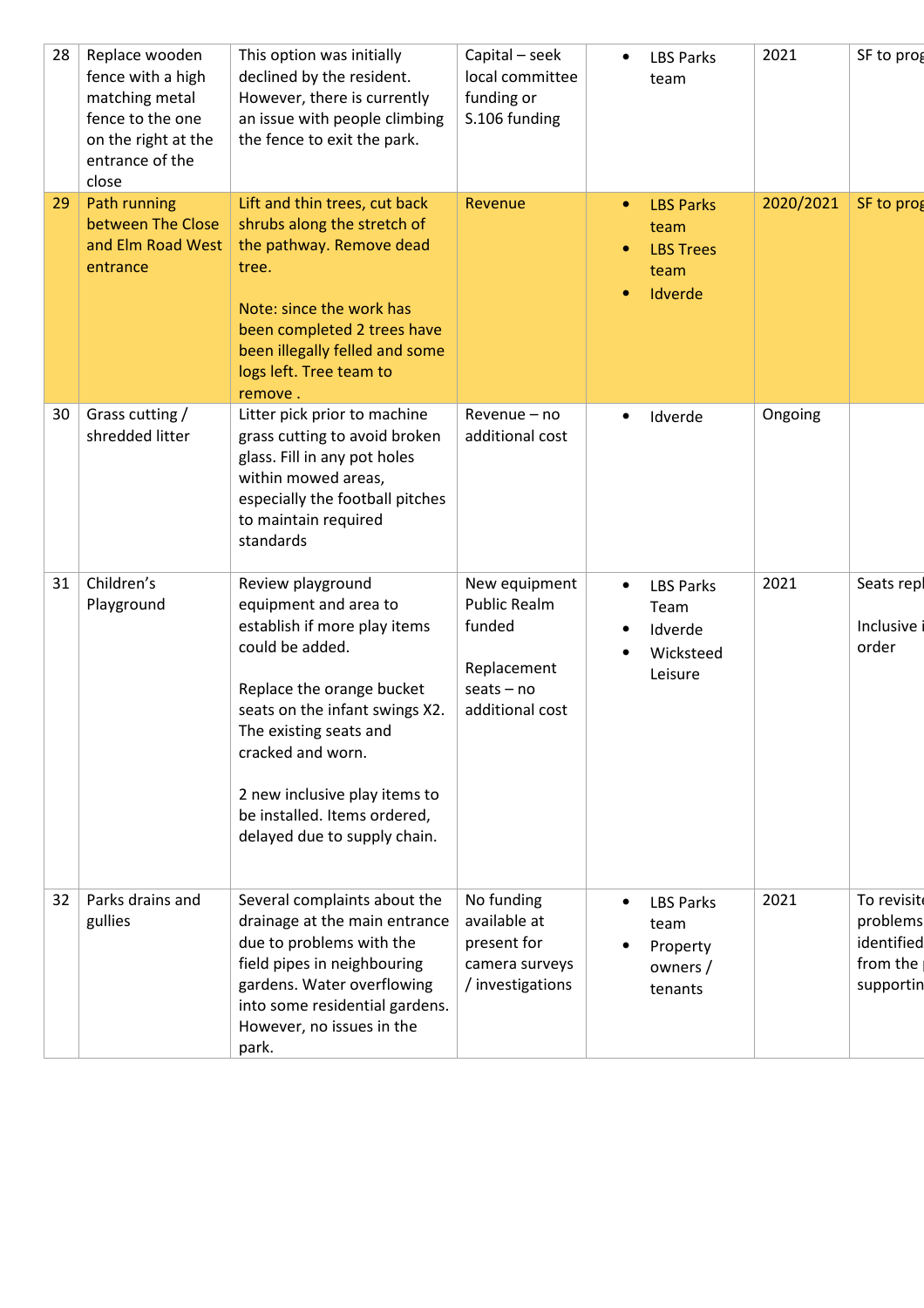| 28 | Replace wooden fence with a high matching metal fence to the one on the right at the entrance of the close | This option was initially declined by the resident. However, there is currently an issue with people climbing the fence to exit the park. | Capital – seek local committee funding or S.106 funding | • LBS Parks team | 2021 | SF to prog |
|---|---|---|---|---|---|---|
| 29 | Path running between The Close and Elm Road West entrance | Lift and thin trees, cut back shrubs along the stretch of the pathway. Remove dead tree.<br><br>Note: since the work has been completed 2 trees have been illegally felled and some logs left. Tree team to remove . | Revenue | • LBS Parks team<br>• LBS Trees team<br>• Idverde | 2020/2021 | SF to prog |
| 30 | Grass cutting / shredded litter | Litter pick prior to machine grass cutting to avoid broken glass. Fill in any pot holes within mowed areas, especially the football pitches to maintain required standards | Revenue – no additional cost | • Idverde | Ongoing | |
| 31 | Children's Playground | Review playground equipment and area to establish if more play items could be added.<br><br>Replace the orange bucket seats on the infant swings X2. The existing seats and cracked and worn.<br><br>2 new inclusive play items to be installed. Items ordered, delayed due to supply chain. | New equipment Public Realm funded<br><br>Replacement seats – no additional cost | • LBS Parks Team<br>• Idverde<br>• Wicksteed Leisure | 2021 | Seats repl<br><br>Inclusive i order |
| 32 | Parks drains and gullies | Several complaints about the drainage at the main entrance due to problems with the field pipes in neighbouring gardens. Water overflowing into some residential gardens. However, no issues in the park. | No funding available at present for camera surveys / investigations | • LBS Parks team<br>• Property owners / tenants | 2021 | To revisit problems identified from the supportin |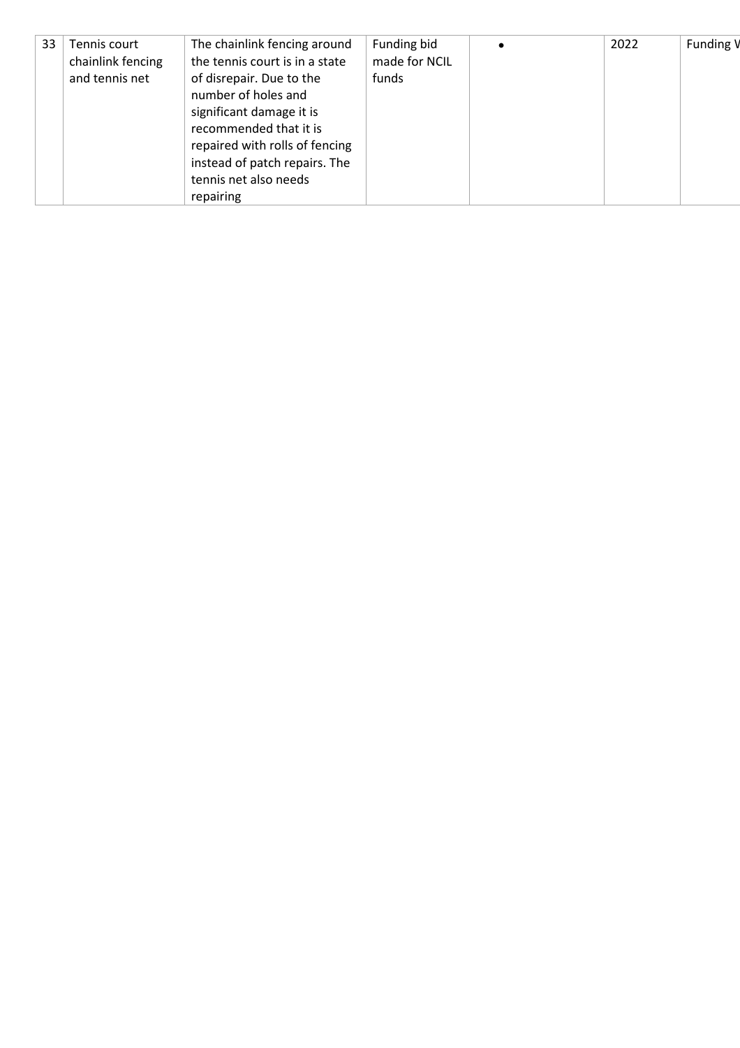| | | | | | | |
|---|---|---|---|---|---|---|
| 33 | Tennis court chainlink fencing and tennis net | The chainlink fencing around the tennis court is in a state of disrepair. Due to the number of holes and significant damage it is recommended that it is repaired with rolls of fencing instead of patch repairs. The tennis net also needs repairing | Funding bid made for NCIL funds | • | 2022 | Funding V |